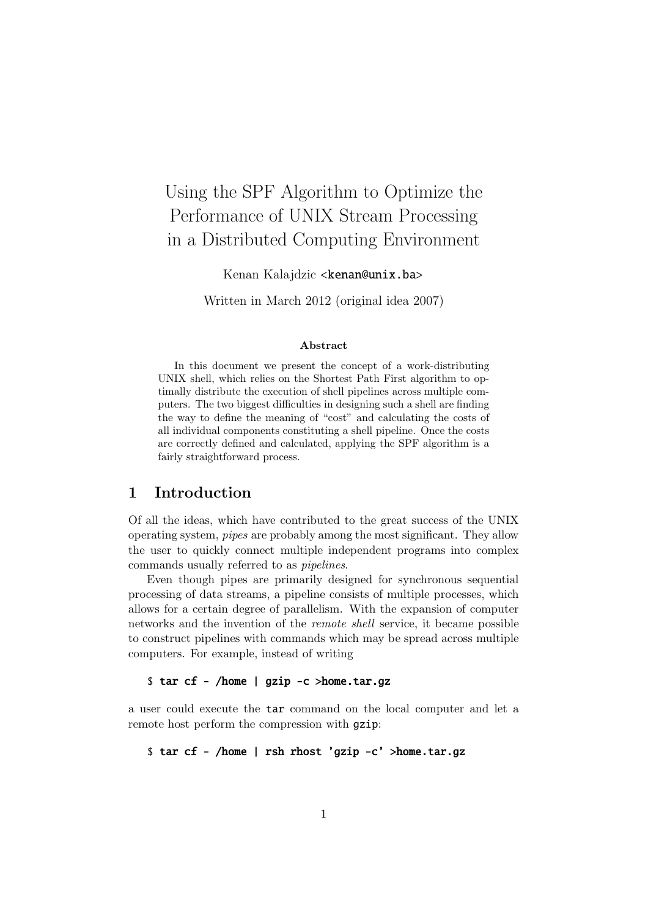# Using the SPF Algorithm to Optimize the Performance of UNIX Stream Processing in a Distributed Computing Environment

Kenan Kalajdzic <kenan@unix.ba>

Written in March 2012 (original idea 2007)

**Abstract**

In this document we present the concept of a work-distributing UNIX shell, which relies on the Shortest Path First algorithm to optimally distribute the execution of shell pipelines across multiple computers. The two biggest difficulties in designing such a shell are finding the way to define the meaning of "cost" and calculating the costs of all individual components constituting a shell pipeline. Once the costs are correctly defined and calculated, applying the SPF algorithm is a fairly straightforward process.

## 1 Introduction

Of all the ideas, which have contributed to the great success of the UNIX operating system, *pipes* are probably among the most significant. They allow the user to quickly connect multiple independent programs into complex commands usually referred to as *pipelines*.

Even though pipes are primarily designed for synchronous sequential processing of data streams, a pipeline consists of multiple processes, which allows for a certain degree of parallelism. With the expansion of computer networks and the invention of the *remote shell* service, it became possible to construct pipelines with commands which may be spread across multiple computers. For example, instead of writing

```
$ tar cf - /home | gzip -c >home.tar.gz
```

a user could execute the `tar` command on the local computer and let a remote host perform the compression with `gzip`:

```
$ tar cf - /home | rsh rhost 'gzip -c' >home.tar.gz
```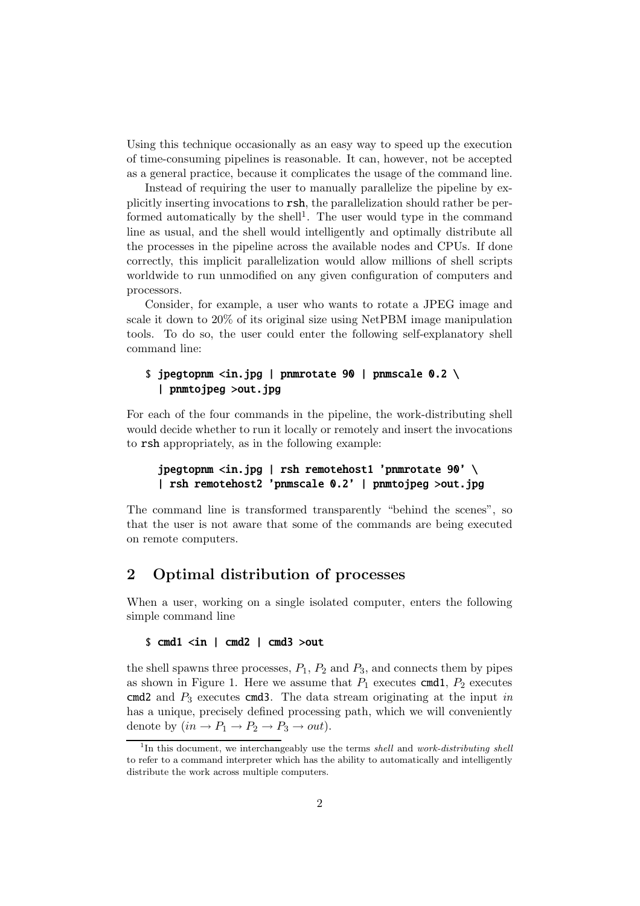Using this technique occasionally as an easy way to speed up the execution of time-consuming pipelines is reasonable. It can, however, not be accepted as a general practice, because it complicates the usage of the command line.

Instead of requiring the user to manually parallelize the pipeline by explicitly inserting invocations to `rsh`, the parallelization should rather be performed automatically by the shell[1]. The user would type in the command line as usual, and the shell would intelligently and optimally distribute all the processes in the pipeline across the available nodes and CPUs. If done correctly, this implicit parallelization would allow millions of shell scripts worldwide to run unmodified on any given configuration of computers and processors.

Consider, for example, a user who wants to rotate a JPEG image and scale it down to 20% of its original size using NetPBM image manipulation tools. To do so, the user could enter the following self-explanatory shell command line:

```
$ jpegtopnm <in.jpg | pnmrotate 90 | pnmscale 0.2 \
  | pnmtojpeg >out.jpg
```

For each of the four commands in the pipeline, the work-distributing shell would decide whether to run it locally or remotely and insert the invocations to `rsh` appropriately, as in the following example:

```
jpegtopnm <in.jpg | rsh remotehost1 'pnmrotate 90' \
| rsh remotehost2 'pnmscale 0.2' | pnmtojpeg >out.jpg
```

The command line is transformed transparently "behind the scenes", so that the user is not aware that some of the commands are being executed on remote computers.

## 2 Optimal distribution of processes

When a user, working on a single isolated computer, enters the following simple command line

```
$ cmd1 <in | cmd2 | cmd3 >out
```

the shell spawns three processes, $P_1$, $P_2$ and $P_3$, and connects them by pipes as shown in Figure 1. Here we assume that $P_1$ executes `cmd1`, $P_2$ executes `cmd2` and $P_3$ executes `cmd3`. The data stream originating at the input *in* has a unique, precisely defined processing path, which we will conveniently denote by $(in \rightarrow P_1 \rightarrow P_2 \rightarrow P_3 \rightarrow out)$.

[1] In this document, we interchangeably use the terms *shell* and *work-distributing shell* to refer to a command interpreter which has the ability to automatically and intelligently distribute the work across multiple computers.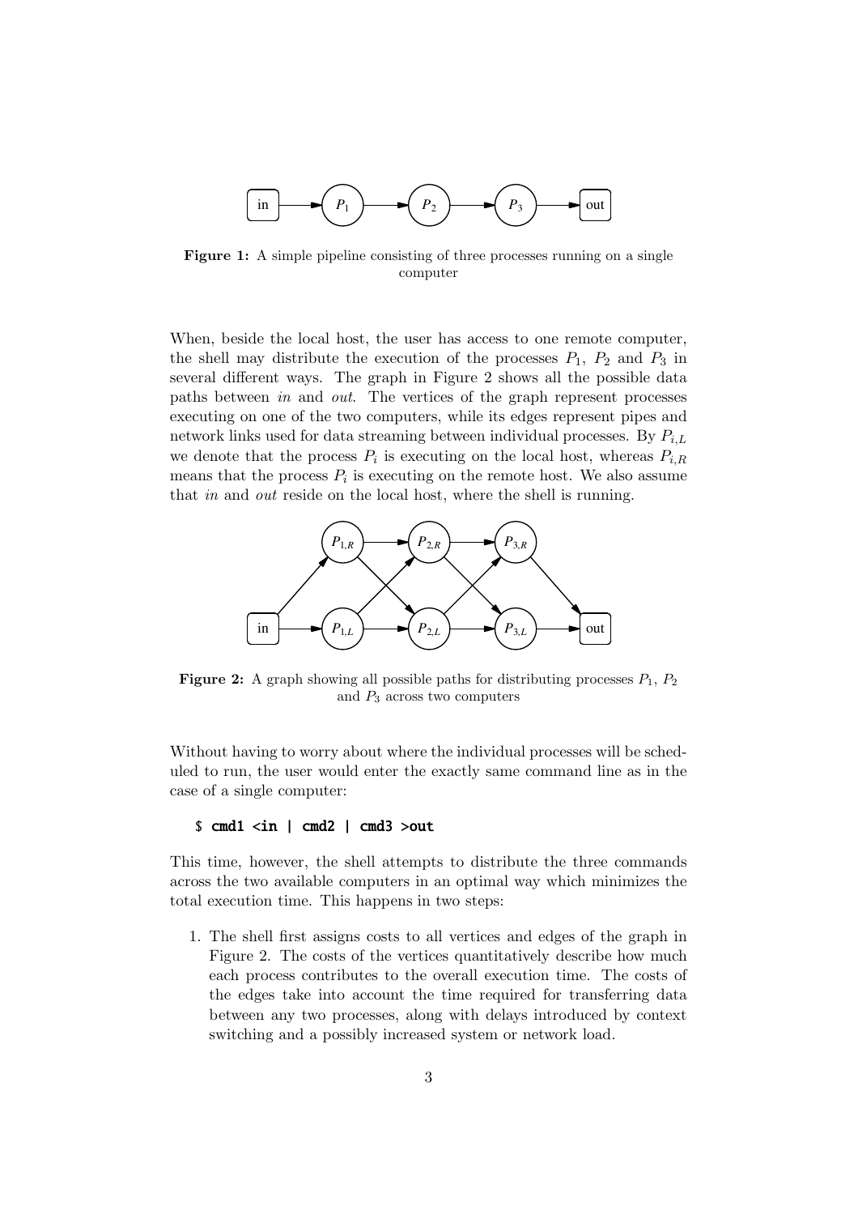**Figure 1:** A simple pipeline consisting of three processes running on a single computer

When, beside the local host, the user has access to one remote computer, the shell may distribute the execution of the processes $P_1$, $P_2$ and $P_3$ in several different ways. The graph in Figure 2 shows all the possible data paths between *in* and *out*. The vertices of the graph represent processes executing on one of the two computers, while its edges represent pipes and network links used for data streaming between individual processes. By $P_{i,L}$ we denote that the process $P_i$ is executing on the local host, whereas $P_{i,R}$ means that the process $P_i$ is executing on the remote host. We also assume that *in* and *out* reside on the local host, where the shell is running.

**Figure 2:** A graph showing all possible paths for distributing processes $P_1$, $P_2$ and $P_3$ across two computers

Without having to worry about where the individual processes will be scheduled to run, the user would enter the exactly same command line as in the case of a single computer:

```
$ cmd1 <in | cmd2 | cmd3 >out
```

This time, however, the shell attempts to distribute the three commands across the two available computers in an optimal way which minimizes the total execution time. This happens in two steps:

1. The shell first assigns costs to all vertices and edges of the graph in Figure 2. The costs of the vertices quantitatively describe how much each process contributes to the overall execution time. The costs of the edges take into account the time required for transferring data between any two processes, along with delays introduced by context switching and a possibly increased system or network load.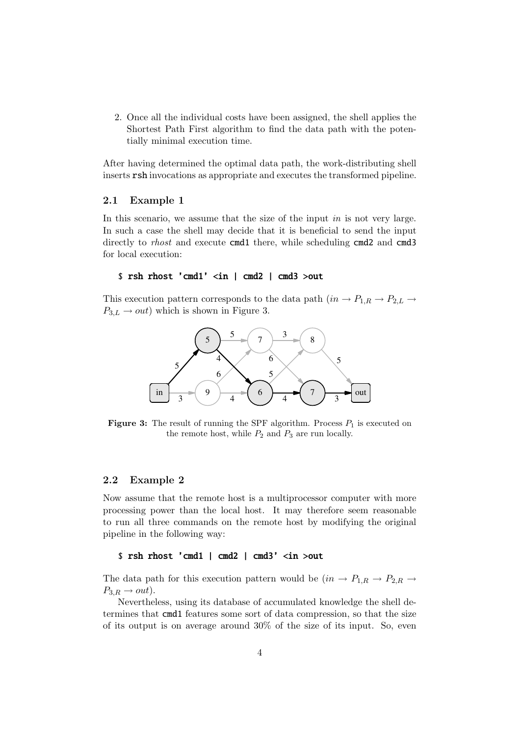2. Once all the individual costs have been assigned, the shell applies the Shortest Path First algorithm to find the data path with the potentially minimal execution time.

After having determined the optimal data path, the work-distributing shell inserts `rsh` invocations as appropriate and executes the transformed pipeline.

### 2.1 Example 1

In this scenario, we assume that the size of the input *in* is not very large. In such a case the shell may decide that it is beneficial to send the input directly to *rhost* and execute `cmd1` there, while scheduling `cmd2` and `cmd3` for local execution:

```
$ rsh rhost 'cmd1' <in | cmd2 | cmd3 >out
```

This execution pattern corresponds to the data path ($in \rightarrow P_{1,R} \rightarrow P_{2,L} \rightarrow P_{3,L} \rightarrow out$) which is shown in Figure 3.

**Figure 3:** The result of running the SPF algorithm. Process $P_1$ is executed on the remote host, while $P_2$ and $P_3$ are run locally.

### 2.2 Example 2

Now assume that the remote host is a multiprocessor computer with more processing power than the local host. It may therefore seem reasonable to run all three commands on the remote host by modifying the original pipeline in the following way:

```
$ rsh rhost 'cmd1 | cmd2 | cmd3' <in >out
```

The data path for this execution pattern would be ($in \rightarrow P_{1,R} \rightarrow P_{2,R} \rightarrow P_{3,R} \rightarrow out$).

Nevertheless, using its database of accumulated knowledge the shell determines that `cmd1` features some sort of data compression, so that the size of its output is on average around 30% of the size of its input. So, even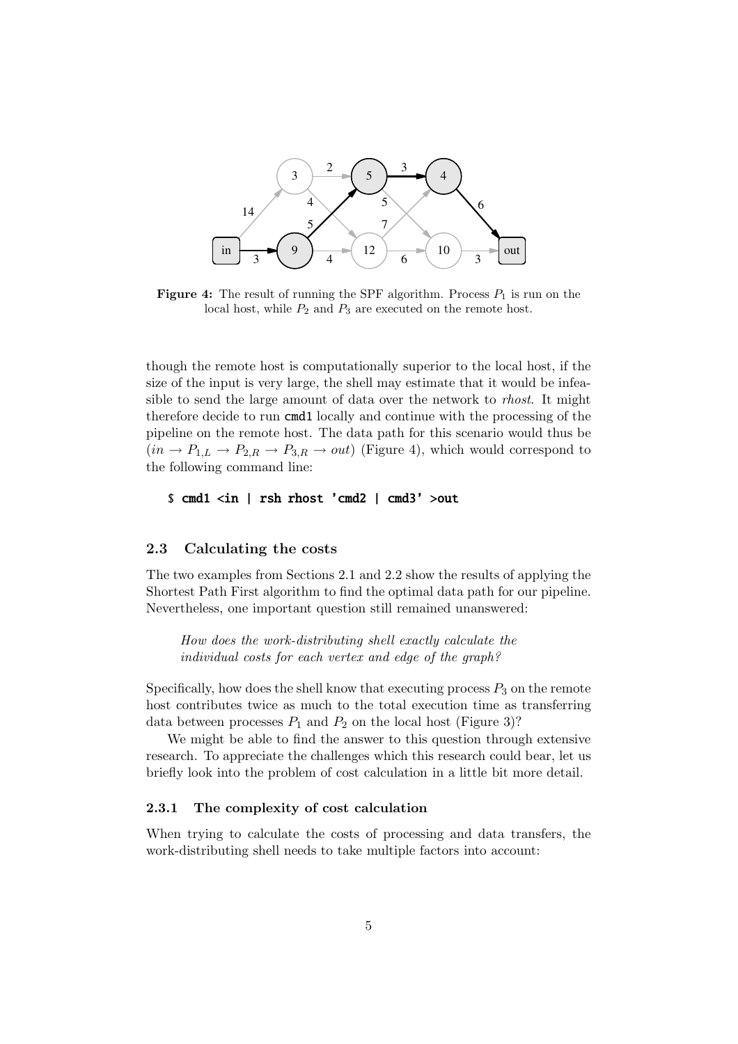**Figure 4:** The result of running the SPF algorithm. Process $P_1$ is run on the local host, while $P_2$ and $P_3$ are executed on the remote host.

though the remote host is computationally superior to the local host, if the size of the input is very large, the shell may estimate that it would be infeasible to send the large amount of data over the network to *rhost*. It might therefore decide to run `cmd1` locally and continue with the processing of the pipeline on the remote host. The data path for this scenario would thus be $(in \rightarrow P_{1,L} \rightarrow P_{2,R} \rightarrow P_{3,R} \rightarrow out)$ (Figure 4), which would correspond to the following command line:

```
$ cmd1 <in | rsh rhost 'cmd2 | cmd3' >out
```

### 2.3 Calculating the costs

The two examples from Sections 2.1 and 2.2 show the results of applying the Shortest Path First algorithm to find the optimal data path for our pipeline. Nevertheless, one important question still remained unanswered:

> *How does the work-distributing shell exactly calculate the individual costs for each vertex and edge of the graph?*

Specifically, how does the shell know that executing process $P_3$ on the remote host contributes twice as much to the total execution time as transferring data between processes $P_1$ and $P_2$ on the local host (Figure 3)?

We might be able to find the answer to this question through extensive research. To appreciate the challenges which this research could bear, let us briefly look into the problem of cost calculation in a little bit more detail.

#### 2.3.1 The complexity of cost calculation

When trying to calculate the costs of processing and data transfers, the work-distributing shell needs to take multiple factors into account: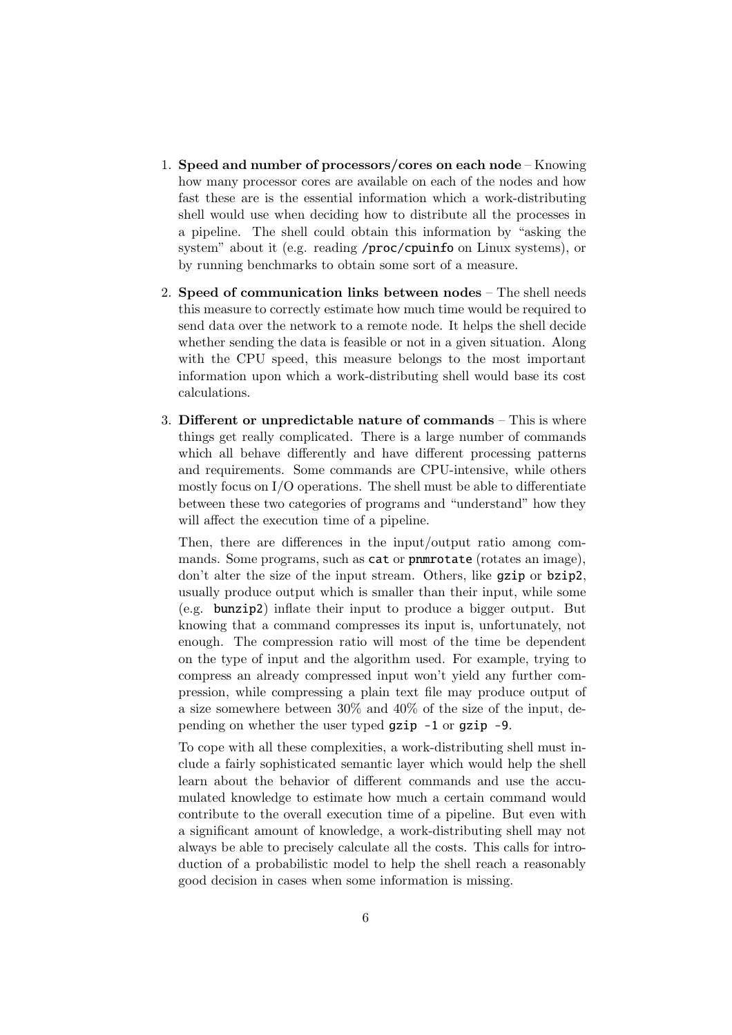1. **Speed and number of processors/cores on each node** – Knowing how many processor cores are available on each of the nodes and how fast these are is the essential information which a work-distributing shell would use when deciding how to distribute all the processes in a pipeline. The shell could obtain this information by "asking the system" about it (e.g. reading `/proc/cpuinfo` on Linux systems), or by running benchmarks to obtain some sort of a measure.

2. **Speed of communication links between nodes** – The shell needs this measure to correctly estimate how much time would be required to send data over the network to a remote node. It helps the shell decide whether sending the data is feasible or not in a given situation. Along with the CPU speed, this measure belongs to the most important information upon which a work-distributing shell would base its cost calculations.

3. **Different or unpredictable nature of commands** – This is where things get really complicated. There is a large number of commands which all behave differently and have different processing patterns and requirements. Some commands are CPU-intensive, while others mostly focus on I/O operations. The shell must be able to differentiate between these two categories of programs and "understand" how they will affect the execution time of a pipeline.

   Then, there are differences in the input/output ratio among commands. Some programs, such as `cat` or `pnmrotate` (rotates an image), don't alter the size of the input stream. Others, like `gzip` or `bzip2`, usually produce output which is smaller than their input, while some (e.g. `bunzip2`) inflate their input to produce a bigger output. But knowing that a command compresses its input is, unfortunately, not enough. The compression ratio will most of the time be dependent on the type of input and the algorithm used. For example, trying to compress an already compressed input won't yield any further compression, while compressing a plain text file may produce output of a size somewhere between 30% and 40% of the size of the input, depending on whether the user typed `gzip -1` or `gzip -9`.

   To cope with all these complexities, a work-distributing shell must include a fairly sophisticated semantic layer which would help the shell learn about the behavior of different commands and use the accumulated knowledge to estimate how much a certain command would contribute to the overall execution time of a pipeline. But even with a significant amount of knowledge, a work-distributing shell may not always be able to precisely calculate all the costs. This calls for introduction of a probabilistic model to help the shell reach a reasonably good decision in cases when some information is missing.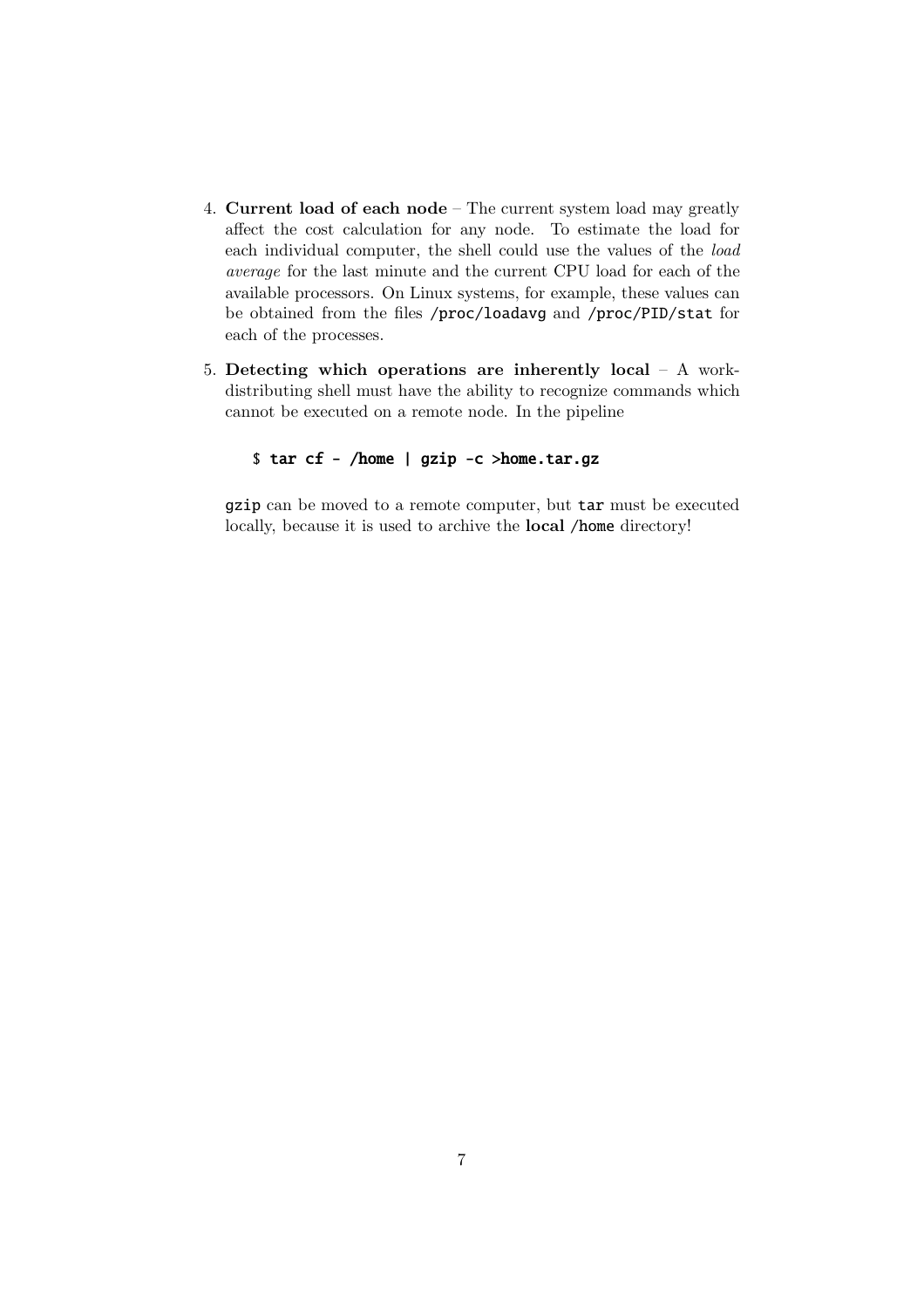4. **Current load of each node** – The current system load may greatly affect the cost calculation for any node. To estimate the load for each individual computer, the shell could use the values of the *load average* for the last minute and the current CPU load for each of the available processors. On Linux systems, for example, these values can be obtained from the files `/proc/loadavg` and `/proc/PID/stat` for each of the processes.

5. **Detecting which operations are inherently local** – A work-distributing shell must have the ability to recognize commands which cannot be executed on a remote node. In the pipeline

   ```
   $ tar cf - /home | gzip -c >home.tar.gz
   ```

   `gzip` can be moved to a remote computer, but `tar` must be executed locally, because it is used to archive the **local** `/home` directory!